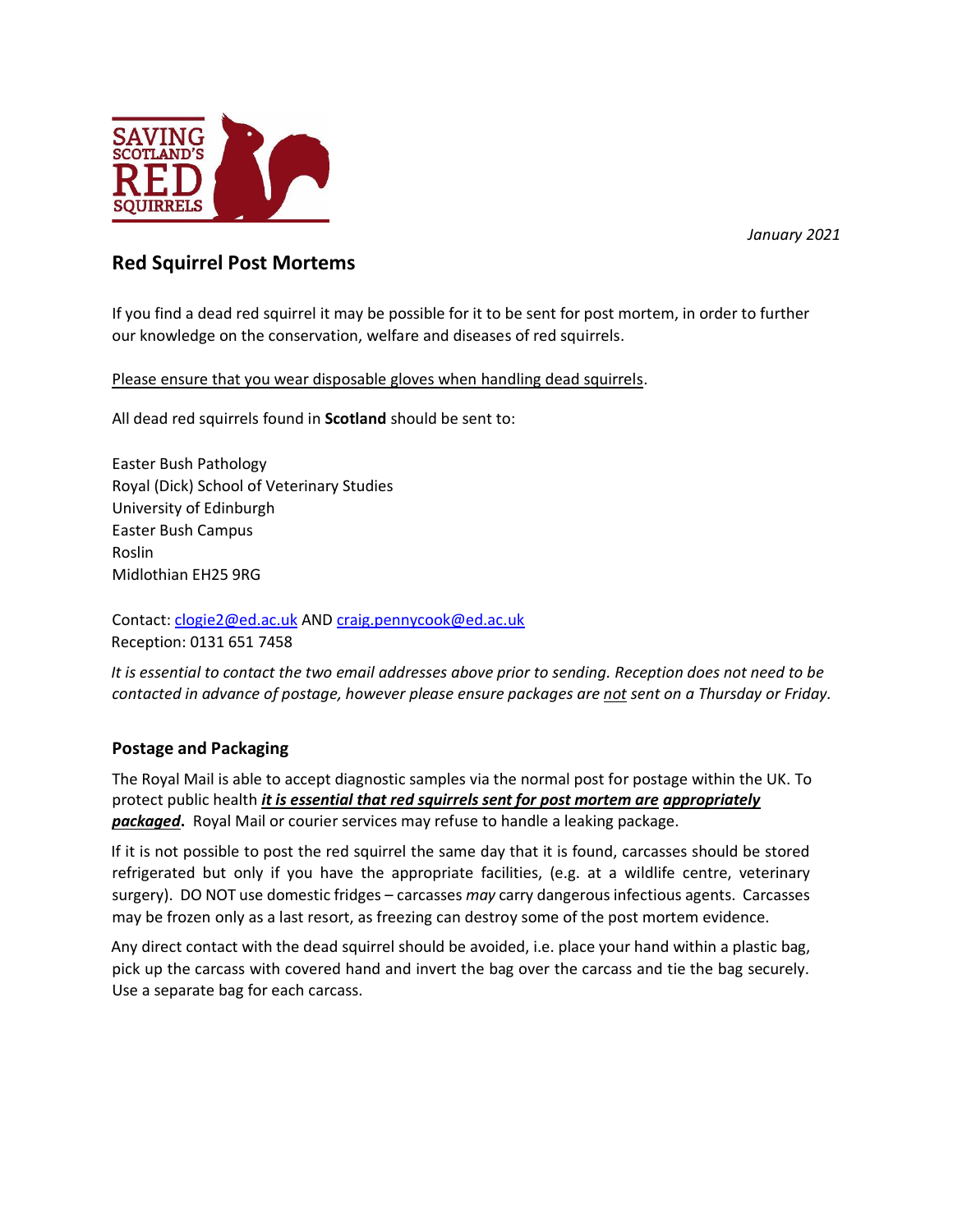SAVING SCOTLAND'S RED SQUIRRELS

*January 2021*

## Red Squirrel Post Mortems

If you find a dead red squirrel it may be possible for it to be sent for post mortem, in order to further our knowledge on the conservation, welfare and diseases of red squirrels.

<u>Please ensure that you wear disposable gloves when handling dead squirrels</u>.

All dead red squirrels found in **Scotland** should be sent to:

Easter Bush Pathology
Royal (Dick) School of Veterinary Studies
University of Edinburgh
Easter Bush Campus
Roslin
Midlothian EH25 9RG

Contact: clogie2@ed.ac.uk AND craig.pennycook@ed.ac.uk
Reception: 0131 651 7458

*It is essential to contact the two email addresses above prior to sending. Reception does not need to be contacted in advance of postage, however please ensure packages are <u>not</u> sent on a Thursday or Friday.*

### Postage and Packaging

The Royal Mail is able to accept diagnostic samples via the normal post for postage within the UK. To protect public health ***<u>it is essential that red squirrels sent for post mortem are</u> <u>appropriately packaged</u>*****.** Royal Mail or courier services may refuse to handle a leaking package.

If it is not possible to post the red squirrel the same day that it is found, carcasses should be stored refrigerated but only if you have the appropriate facilities, (e.g. at a wildlife centre, veterinary surgery). DO NOT use domestic fridges – carcasses *may* carry dangerous infectious agents. Carcasses may be frozen only as a last resort, as freezing can destroy some of the post mortem evidence.

Any direct contact with the dead squirrel should be avoided, i.e. place your hand within a plastic bag, pick up the carcass with covered hand and invert the bag over the carcass and tie the bag securely. Use a separate bag for each carcass.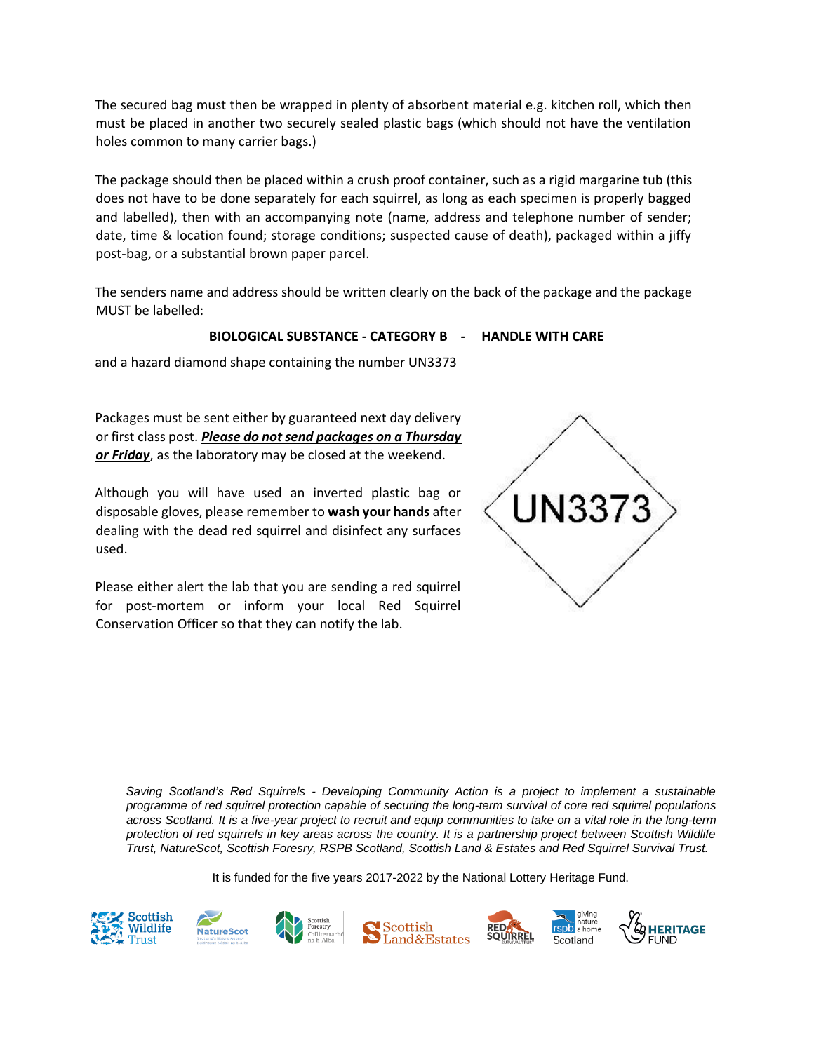The secured bag must then be wrapped in plenty of absorbent material e.g. kitchen roll, which then must be placed in another two securely sealed plastic bags (which should not have the ventilation holes common to many carrier bags.)

The package should then be placed within a <u>crush proof container</u>, such as a rigid margarine tub (this does not have to be done separately for each squirrel, as long as each specimen is properly bagged and labelled), then with an accompanying note (name, address and telephone number of sender; date, time & location found; storage conditions; suspected cause of death), packaged within a jiffy post-bag, or a substantial brown paper parcel.

The senders name and address should be written clearly on the back of the package and the package MUST be labelled:

**BIOLOGICAL SUBSTANCE - CATEGORY B - HANDLE WITH CARE**

and a hazard diamond shape containing the number UN3373

UN3373

Packages must be sent either by guaranteed next day delivery or first class post. ***Please do not send packages on a Thursday or Friday***, as the laboratory may be closed at the weekend.

Although you will have used an inverted plastic bag or disposable gloves, please remember to **wash your hands** after dealing with the dead red squirrel and disinfect any surfaces used.

Please either alert the lab that you are sending a red squirrel for post-mortem or inform your local Red Squirrel Conservation Officer so that they can notify the lab.

*Saving Scotland's Red Squirrels - Developing Community Action is a project to implement a sustainable programme of red squirrel protection capable of securing the long-term survival of core red squirrel populations across Scotland. It is a five-year project to recruit and equip communities to take on a vital role in the long-term protection of red squirrels in key areas across the country. It is a partnership project between Scottish Wildlife Trust, NatureScot, Scottish Foresry, RSPB Scotland, Scottish Land & Estates and Red Squirrel Survival Trust.*

It is funded for the five years 2017-2022 by the National Lottery Heritage Fund.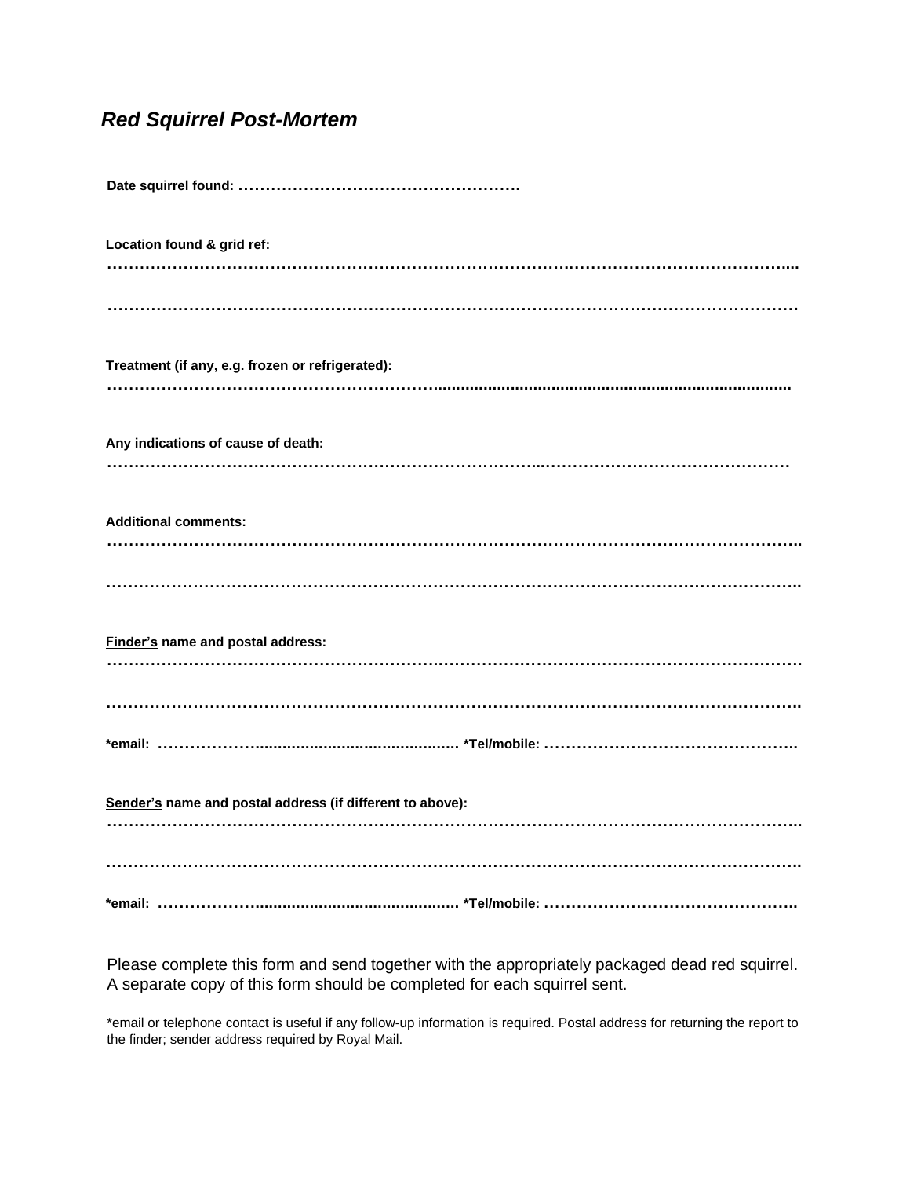## *Red Squirrel Post-Mortem*

**Date squirrel found: ……………………………………………**

**Location found & grid ref:**

**……………………………………………………………………………………………………………...**

**……………………………………………………………………………………………………………**

**Treatment (if any, e.g. frozen or refrigerated):**

**……………………………………………………………………………………………………………**

**Any indications of cause of death:**

**……………………………………………………………………………………………………………**

**Additional comments:**

**……………………………………………………………………………………………………………..**

**……………………………………………………………………………………………………………..**

**<u>Finder's</u> name and postal address:**

**……………………………………………………………………………………………………………….**

**……………………………………………………………………………………………………………….**

**\*email: ……………….............................................. \*Tel/mobile: ………………………………………..**

**<u>Sender's</u> name and postal address (if different to above):**

**……………………………………………………………………………………………………………….**

**……………………………………………………………………………………………………………….**

**\*email: ……………….............................................. \*Tel/mobile: ………………………………………..**

Please complete this form and send together with the appropriately packaged dead red squirrel. A separate copy of this form should be completed for each squirrel sent.

\*email or telephone contact is useful if any follow-up information is required. Postal address for returning the report to the finder; sender address required by Royal Mail.